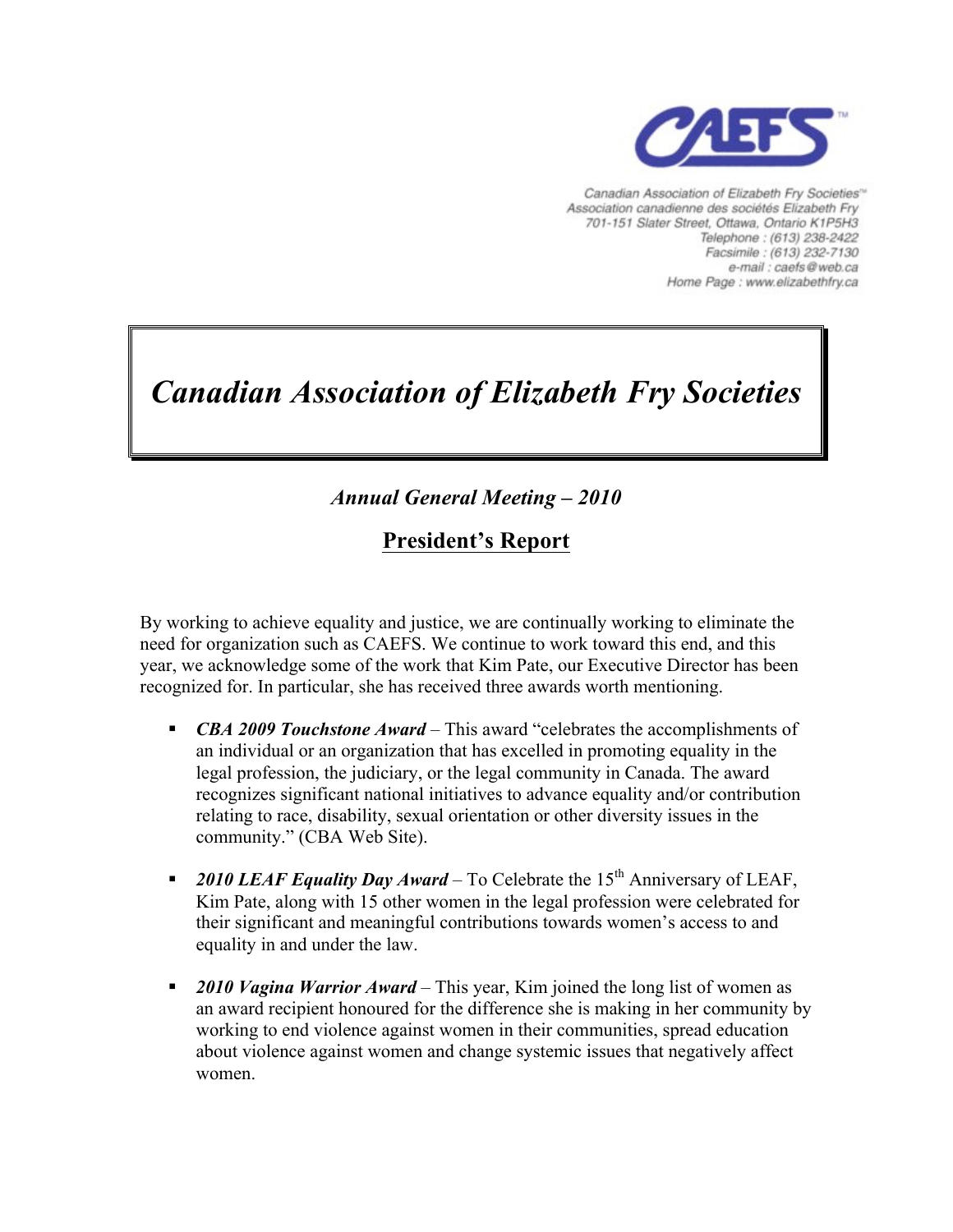CAEFS™

Canadian Association of Elizabeth Fry Societies™
Association canadienne des sociétés Elizabeth Fry
701-151 Slater Street, Ottawa, Ontario K1P5H3
Telephone : (613) 238-2422
Facsimile : (613) 232-7130
e-mail : caefs@web.ca
Home Page : www.elizabethfry.ca

# *Canadian Association of Elizabeth Fry Societies*

### *Annual General Meeting – 2010*

## President's Report

By working to achieve equality and justice, we are continually working to eliminate the need for organization such as CAEFS. We continue to work toward this end, and this year, we acknowledge some of the work that Kim Pate, our Executive Director has been recognized for. In particular, she has received three awards worth mentioning.

- ***CBA 2009 Touchstone Award*** – This award "celebrates the accomplishments of an individual or an organization that has excelled in promoting equality in the legal profession, the judiciary, or the legal community in Canada. The award recognizes significant national initiatives to advance equality and/or contribution relating to race, disability, sexual orientation or other diversity issues in the community." (CBA Web Site).

- ***2010 LEAF Equality Day Award*** – To Celebrate the 15th Anniversary of LEAF, Kim Pate, along with 15 other women in the legal profession were celebrated for their significant and meaningful contributions towards women's access to and equality in and under the law.

- ***2010 Vagina Warrior Award*** – This year, Kim joined the long list of women as an award recipient honoured for the difference she is making in her community by working to end violence against women in their communities, spread education about violence against women and change systemic issues that negatively affect women.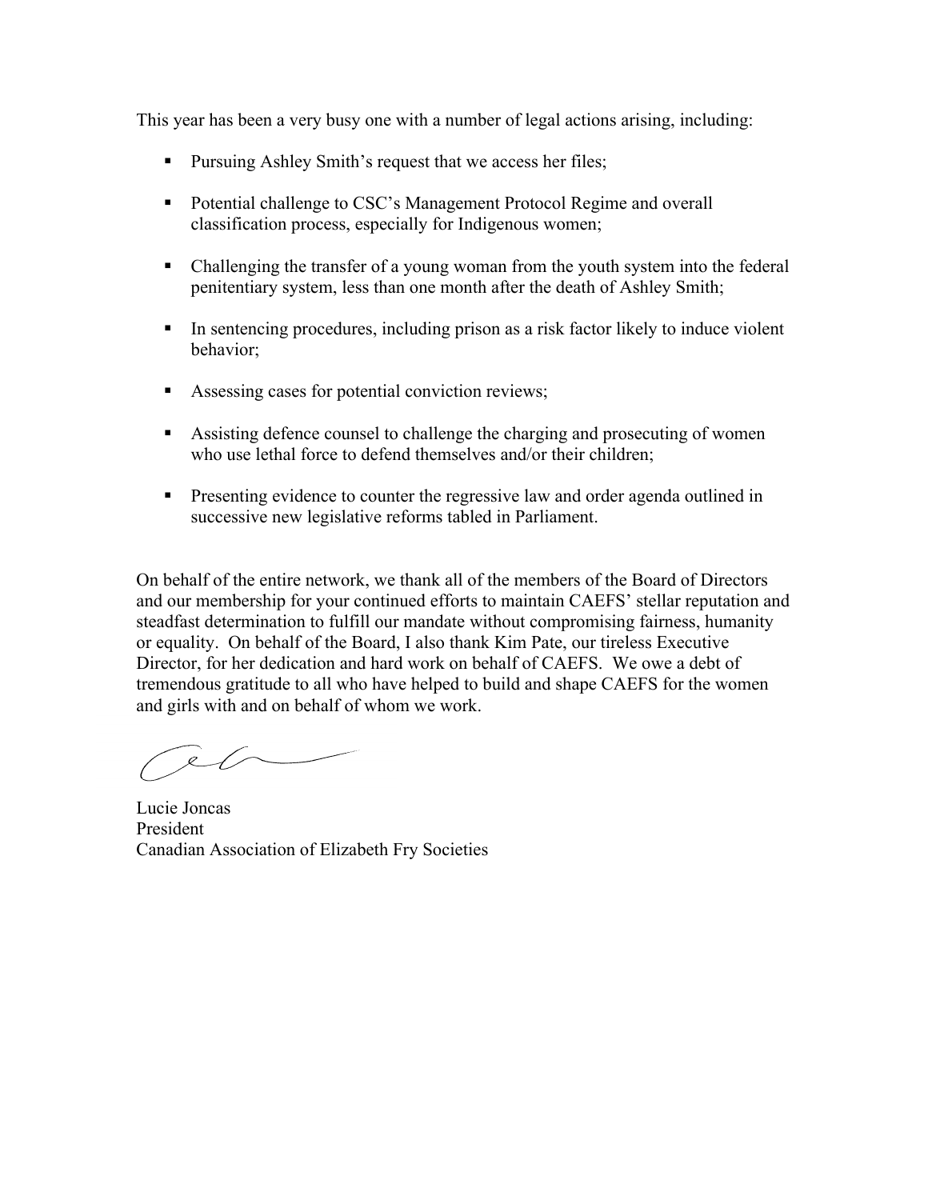This year has been a very busy one with a number of legal actions arising, including:

- Pursuing Ashley Smith's request that we access her files;

- Potential challenge to CSC's Management Protocol Regime and overall classification process, especially for Indigenous women;

- Challenging the transfer of a young woman from the youth system into the federal penitentiary system, less than one month after the death of Ashley Smith;

- In sentencing procedures, including prison as a risk factor likely to induce violent behavior;

- Assessing cases for potential conviction reviews;

- Assisting defence counsel to challenge the charging and prosecuting of women who use lethal force to defend themselves and/or their children;

- Presenting evidence to counter the regressive law and order agenda outlined in successive new legislative reforms tabled in Parliament.

On behalf of the entire network, we thank all of the members of the Board of Directors and our membership for your continued efforts to maintain CAEFS' stellar reputation and steadfast determination to fulfill our mandate without compromising fairness, humanity or equality. On behalf of the Board, I also thank Kim Pate, our tireless Executive Director, for her dedication and hard work on behalf of CAEFS. We owe a debt of tremendous gratitude to all who have helped to build and shape CAEFS for the women and girls with and on behalf of whom we work.

Lucie Joncas
President
Canadian Association of Elizabeth Fry Societies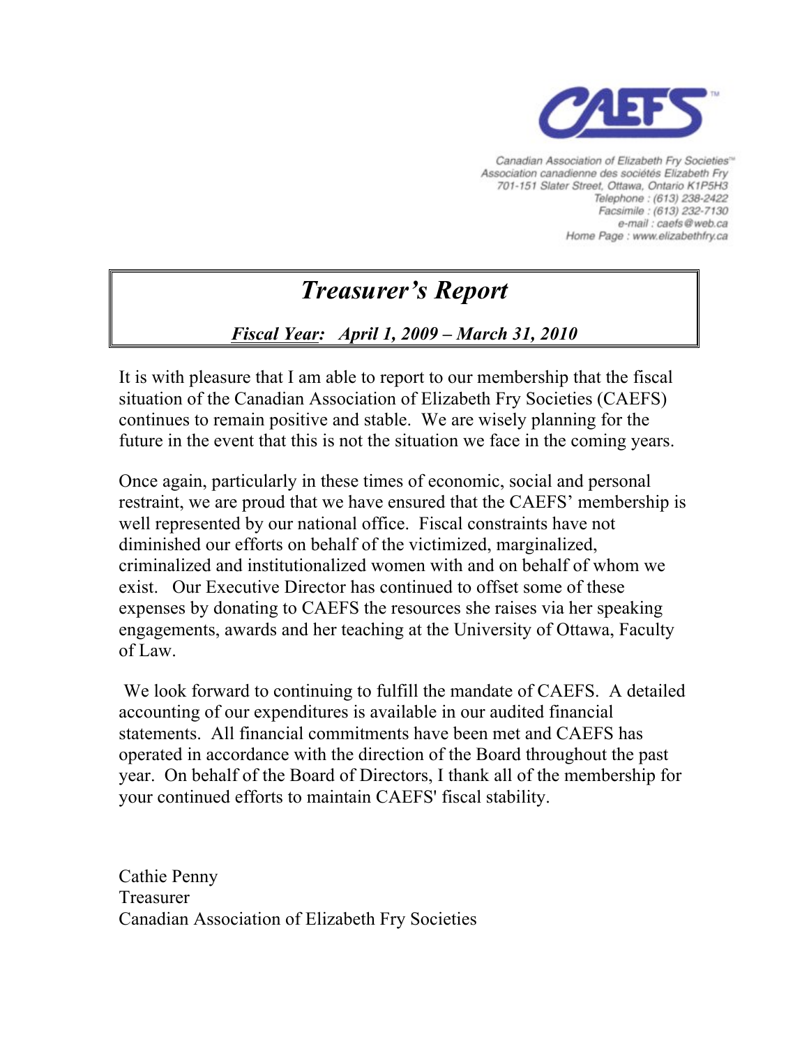CAEFS™

Canadian Association of Elizabeth Fry Societies™
Association canadienne des sociétés Elizabeth Fry
701-151 Slater Street, Ottawa, Ontario K1P5H3
Telephone : (613) 238-2422
Facsimile : (613) 232-7130
e-mail : caefs@web.ca
Home Page : www.elizabethfry.ca

# *Treasurer's Report*

***Fiscal Year:*** ***April 1, 2009 – March 31, 2010***

It is with pleasure that I am able to report to our membership that the fiscal situation of the Canadian Association of Elizabeth Fry Societies (CAEFS) continues to remain positive and stable. We are wisely planning for the future in the event that this is not the situation we face in the coming years.

Once again, particularly in these times of economic, social and personal restraint, we are proud that we have ensured that the CAEFS' membership is well represented by our national office. Fiscal constraints have not diminished our efforts on behalf of the victimized, marginalized, criminalized and institutionalized women with and on behalf of whom we exist. Our Executive Director has continued to offset some of these expenses by donating to CAEFS the resources she raises via her speaking engagements, awards and her teaching at the University of Ottawa, Faculty of Law.

We look forward to continuing to fulfill the mandate of CAEFS. A detailed accounting of our expenditures is available in our audited financial statements. All financial commitments have been met and CAEFS has operated in accordance with the direction of the Board throughout the past year. On behalf of the Board of Directors, I thank all of the membership for your continued efforts to maintain CAEFS' fiscal stability.

Cathie Penny
Treasurer
Canadian Association of Elizabeth Fry Societies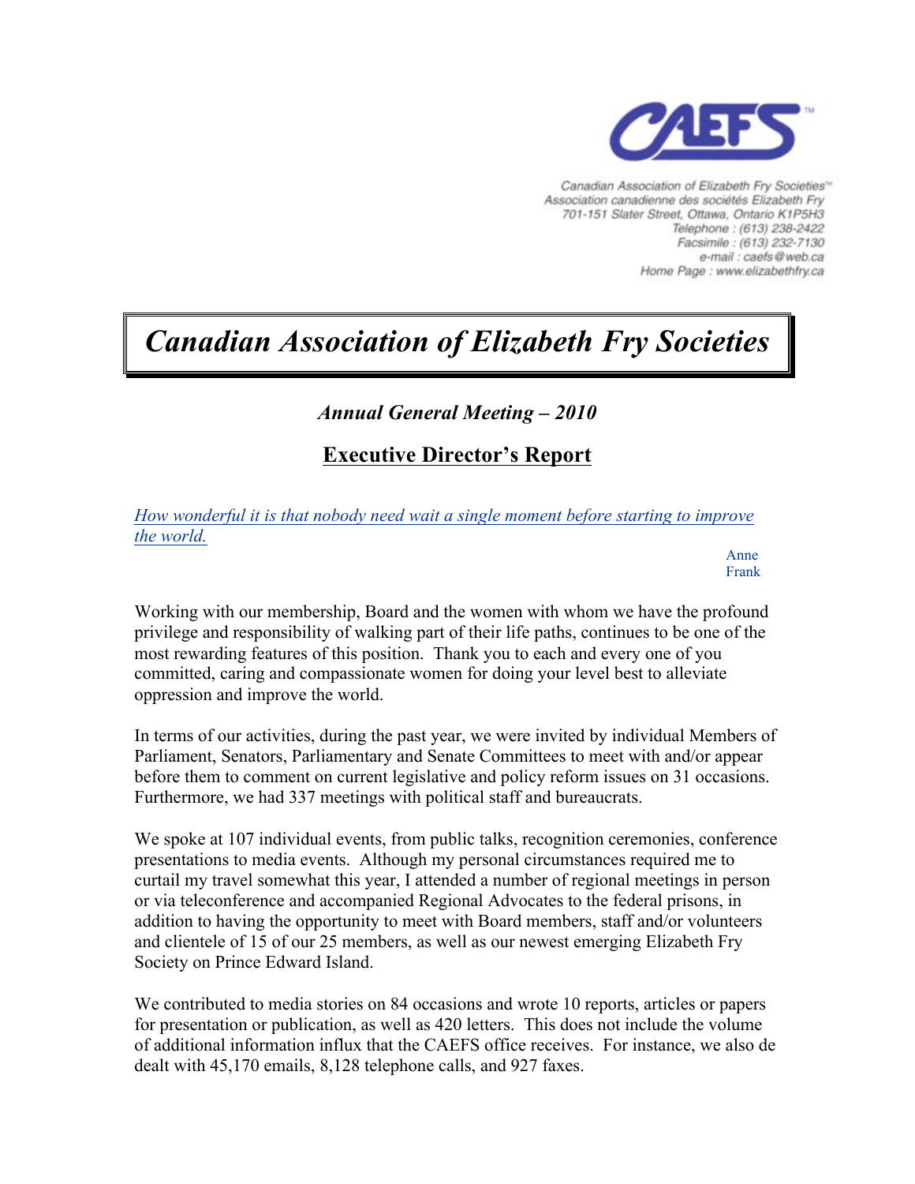CAEFS™

Canadian Association of Elizabeth Fry Societies™
Association canadienne des sociétés Elizabeth Fry
701-151 Slater Street, Ottawa, Ontario K1P5H3
Telephone : (613) 238-2422
Facsimile : (613) 232-7130
e-mail : caefs@web.ca
Home Page : www.elizabethfry.ca

# *Canadian Association of Elizabeth Fry Societies*

### *Annual General Meeting – 2010*

## Executive Director's Report

*How wonderful it is that nobody need wait a single moment before starting to improve the world.*

Anne Frank

Working with our membership, Board and the women with whom we have the profound privilege and responsibility of walking part of their life paths, continues to be one of the most rewarding features of this position. Thank you to each and every one of you committed, caring and compassionate women for doing your level best to alleviate oppression and improve the world.

In terms of our activities, during the past year, we were invited by individual Members of Parliament, Senators, Parliamentary and Senate Committees to meet with and/or appear before them to comment on current legislative and policy reform issues on 31 occasions. Furthermore, we had 337 meetings with political staff and bureaucrats.

We spoke at 107 individual events, from public talks, recognition ceremonies, conference presentations to media events. Although my personal circumstances required me to curtail my travel somewhat this year, I attended a number of regional meetings in person or via teleconference and accompanied Regional Advocates to the federal prisons, in addition to having the opportunity to meet with Board members, staff and/or volunteers and clientele of 15 of our 25 members, as well as our newest emerging Elizabeth Fry Society on Prince Edward Island.

We contributed to media stories on 84 occasions and wrote 10 reports, articles or papers for presentation or publication, as well as 420 letters. This does not include the volume of additional information influx that the CAEFS office receives. For instance, we also de dealt with 45,170 emails, 8,128 telephone calls, and 927 faxes.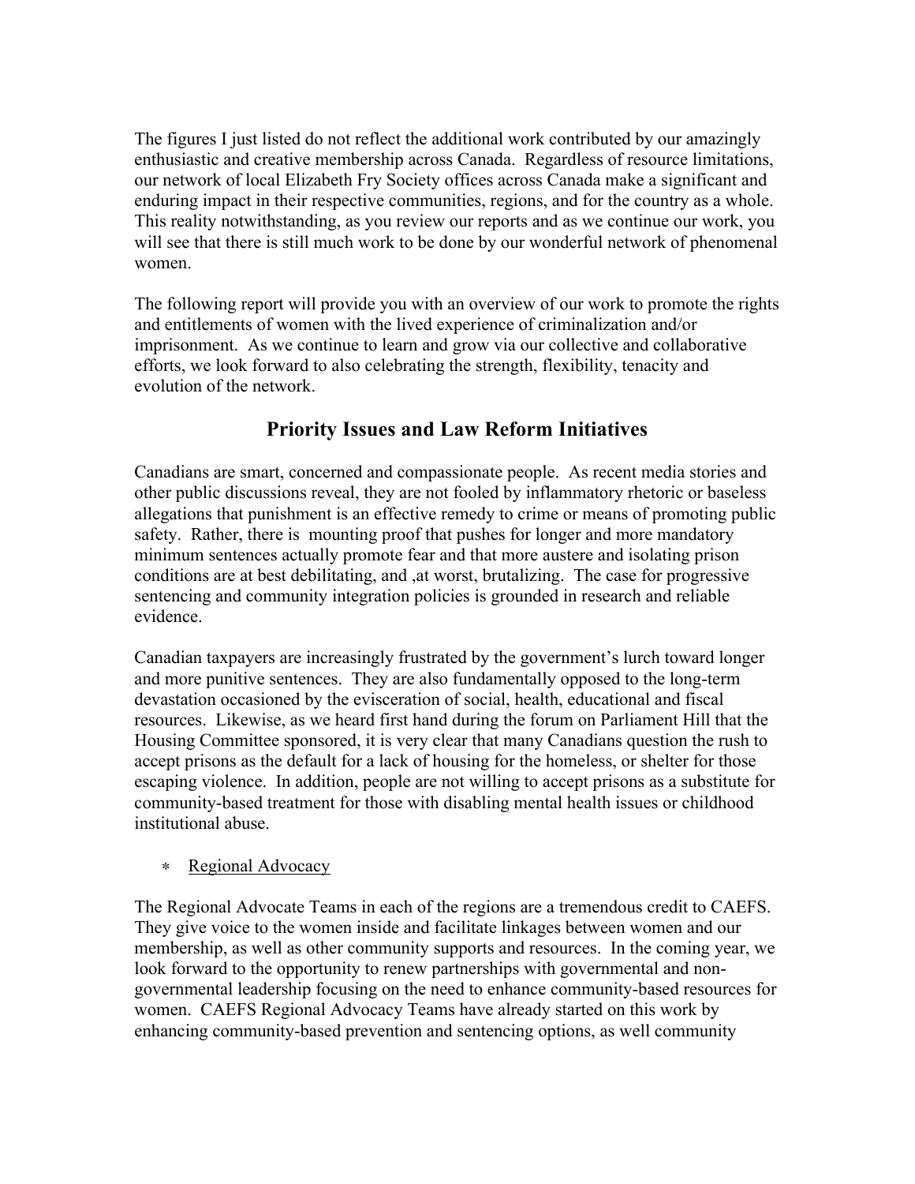The figures I just listed do not reflect the additional work contributed by our amazingly enthusiastic and creative membership across Canada. Regardless of resource limitations, our network of local Elizabeth Fry Society offices across Canada make a significant and enduring impact in their respective communities, regions, and for the country as a whole. This reality notwithstanding, as you review our reports and as we continue our work, you will see that there is still much work to be done by our wonderful network of phenomenal women.

The following report will provide you with an overview of our work to promote the rights and entitlements of women with the lived experience of criminalization and/or imprisonment. As we continue to learn and grow via our collective and collaborative efforts, we look forward to also celebrating the strength, flexibility, tenacity and evolution of the network.

## Priority Issues and Law Reform Initiatives

Canadians are smart, concerned and compassionate people. As recent media stories and other public discussions reveal, they are not fooled by inflammatory rhetoric or baseless allegations that punishment is an effective remedy to crime or means of promoting public safety. Rather, there is mounting proof that pushes for longer and more mandatory minimum sentences actually promote fear and that more austere and isolating prison conditions are at best debilitating, and ,at worst, brutalizing. The case for progressive sentencing and community integration policies is grounded in research and reliable evidence.

Canadian taxpayers are increasingly frustrated by the government's lurch toward longer and more punitive sentences. They are also fundamentally opposed to the long-term devastation occasioned by the evisceration of social, health, educational and fiscal resources. Likewise, as we heard first hand during the forum on Parliament Hill that the Housing Committee sponsored, it is very clear that many Canadians question the rush to accept prisons as the default for a lack of housing for the homeless, or shelter for those escaping violence. In addition, people are not willing to accept prisons as a substitute for community-based treatment for those with disabling mental health issues or childhood institutional abuse.

* <u>Regional Advocacy</u>

The Regional Advocate Teams in each of the regions are a tremendous credit to CAEFS. They give voice to the women inside and facilitate linkages between women and our membership, as well as other community supports and resources. In the coming year, we look forward to the opportunity to renew partnerships with governmental and non-governmental leadership focusing on the need to enhance community-based resources for women. CAEFS Regional Advocacy Teams have already started on this work by enhancing community-based prevention and sentencing options, as well community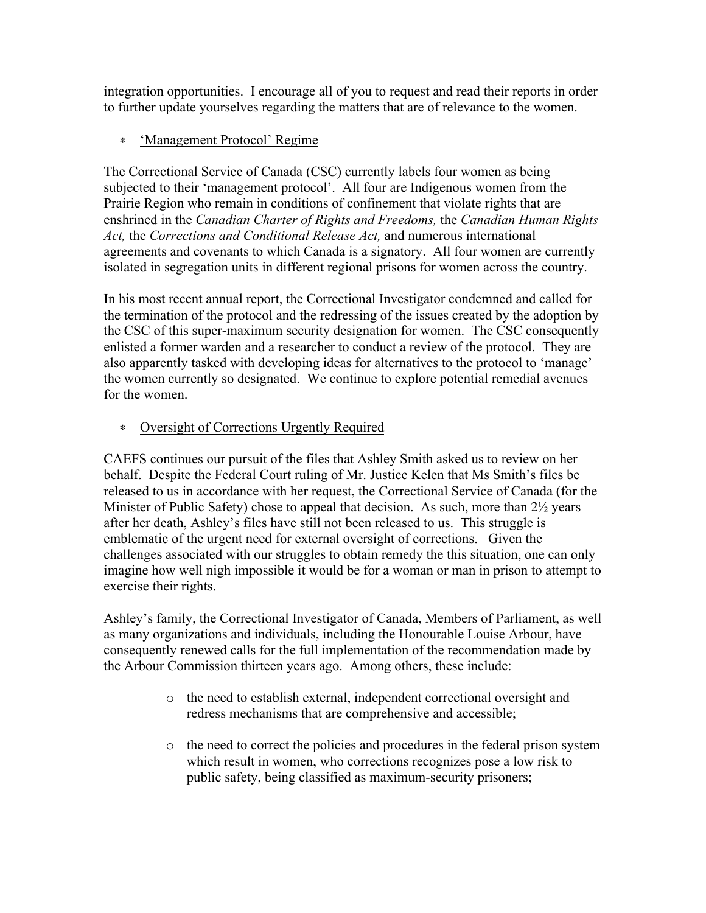integration opportunities. I encourage all of you to request and read their reports in order to further update yourselves regarding the matters that are of relevance to the women.

* <u>'Management Protocol' Regime</u>

The Correctional Service of Canada (CSC) currently labels four women as being subjected to their 'management protocol'. All four are Indigenous women from the Prairie Region who remain in conditions of confinement that violate rights that are enshrined in the *Canadian Charter of Rights and Freedoms,* the *Canadian Human Rights Act,* the *Corrections and Conditional Release Act,* and numerous international agreements and covenants to which Canada is a signatory. All four women are currently isolated in segregation units in different regional prisons for women across the country.

In his most recent annual report, the Correctional Investigator condemned and called for the termination of the protocol and the redressing of the issues created by the adoption by the CSC of this super-maximum security designation for women. The CSC consequently enlisted a former warden and a researcher to conduct a review of the protocol. They are also apparently tasked with developing ideas for alternatives to the protocol to 'manage' the women currently so designated. We continue to explore potential remedial avenues for the women.

* <u>Oversight of Corrections Urgently Required</u>

CAEFS continues our pursuit of the files that Ashley Smith asked us to review on her behalf. Despite the Federal Court ruling of Mr. Justice Kelen that Ms Smith's files be released to us in accordance with her request, the Correctional Service of Canada (for the Minister of Public Safety) chose to appeal that decision. As such, more than 2½ years after her death, Ashley's files have still not been released to us. This struggle is emblematic of the urgent need for external oversight of corrections. Given the challenges associated with our struggles to obtain remedy the this situation, one can only imagine how well nigh impossible it would be for a woman or man in prison to attempt to exercise their rights.

Ashley's family, the Correctional Investigator of Canada, Members of Parliament, as well as many organizations and individuals, including the Honourable Louise Arbour, have consequently renewed calls for the full implementation of the recommendation made by the Arbour Commission thirteen years ago. Among others, these include:

- the need to establish external, independent correctional oversight and redress mechanisms that are comprehensive and accessible;
- the need to correct the policies and procedures in the federal prison system which result in women, who corrections recognizes pose a low risk to public safety, being classified as maximum-security prisoners;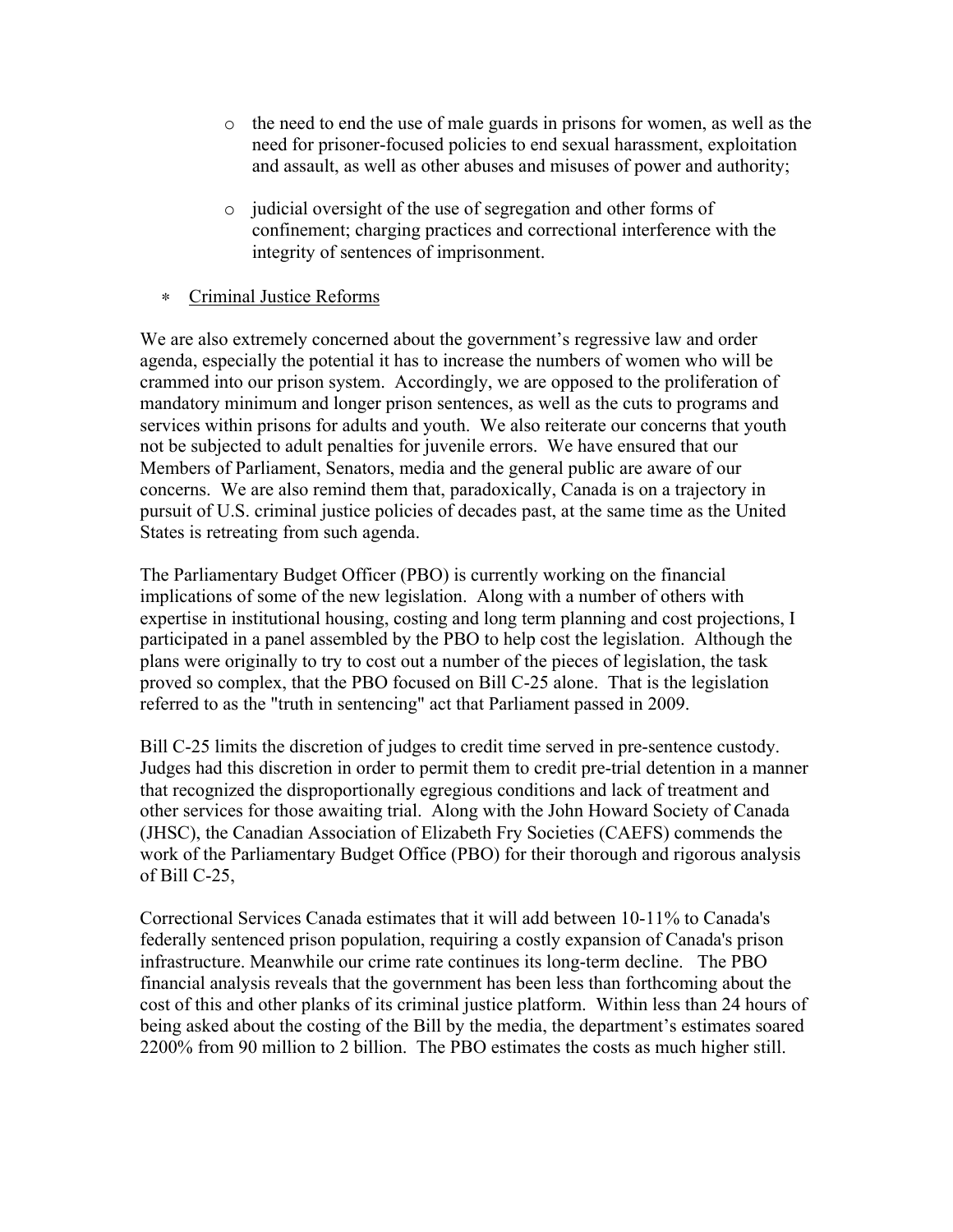- the need to end the use of male guards in prisons for women, as well as the need for prisoner-focused policies to end sexual harassment, exploitation and assault, as well as other abuses and misuses of power and authority;

- judicial oversight of the use of segregation and other forms of confinement; charging practices and correctional interference with the integrity of sentences of imprisonment.

* <u>Criminal Justice Reforms</u>

We are also extremely concerned about the government's regressive law and order agenda, especially the potential it has to increase the numbers of women who will be crammed into our prison system. Accordingly, we are opposed to the proliferation of mandatory minimum and longer prison sentences, as well as the cuts to programs and services within prisons for adults and youth. We also reiterate our concerns that youth not be subjected to adult penalties for juvenile errors. We have ensured that our Members of Parliament, Senators, media and the general public are aware of our concerns. We are also remind them that, paradoxically, Canada is on a trajectory in pursuit of U.S. criminal justice policies of decades past, at the same time as the United States is retreating from such agenda.

The Parliamentary Budget Officer (PBO) is currently working on the financial implications of some of the new legislation. Along with a number of others with expertise in institutional housing, costing and long term planning and cost projections, I participated in a panel assembled by the PBO to help cost the legislation. Although the plans were originally to try to cost out a number of the pieces of legislation, the task proved so complex, that the PBO focused on Bill C-25 alone. That is the legislation referred to as the "truth in sentencing" act that Parliament passed in 2009.

Bill C-25 limits the discretion of judges to credit time served in pre-sentence custody. Judges had this discretion in order to permit them to credit pre-trial detention in a manner that recognized the disproportionally egregious conditions and lack of treatment and other services for those awaiting trial. Along with the John Howard Society of Canada (JHSC), the Canadian Association of Elizabeth Fry Societies (CAEFS) commends the work of the Parliamentary Budget Office (PBO) for their thorough and rigorous analysis of Bill C-25,

Correctional Services Canada estimates that it will add between 10-11% to Canada's federally sentenced prison population, requiring a costly expansion of Canada's prison infrastructure. Meanwhile our crime rate continues its long-term decline. The PBO financial analysis reveals that the government has been less than forthcoming about the cost of this and other planks of its criminal justice platform. Within less than 24 hours of being asked about the costing of the Bill by the media, the department's estimates soared 2200% from 90 million to 2 billion. The PBO estimates the costs as much higher still.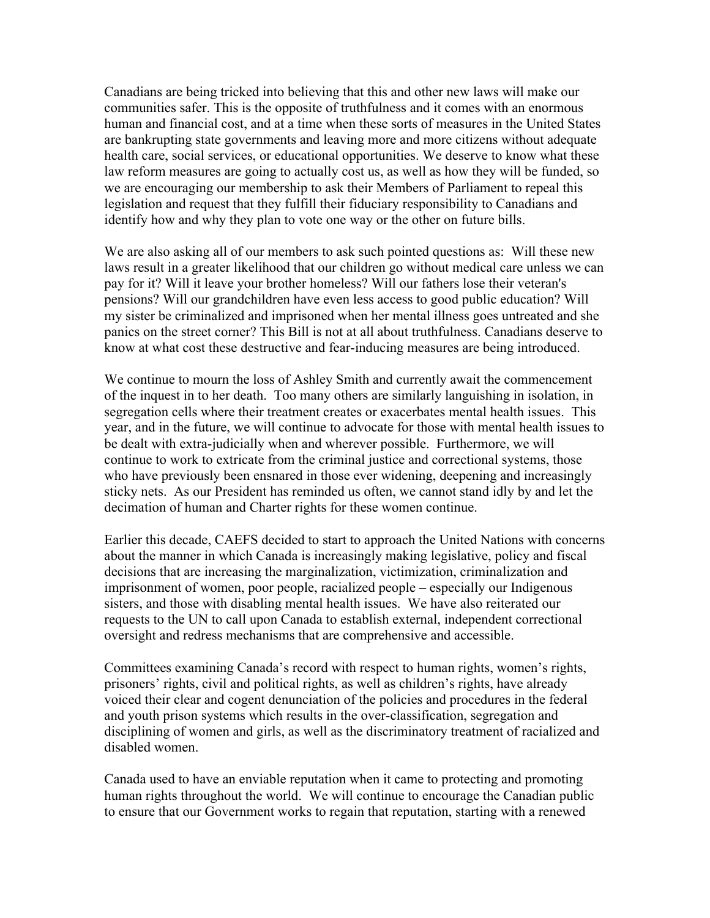Canadians are being tricked into believing that this and other new laws will make our communities safer. This is the opposite of truthfulness and it comes with an enormous human and financial cost, and at a time when these sorts of measures in the United States are bankrupting state governments and leaving more and more citizens without adequate health care, social services, or educational opportunities. We deserve to know what these law reform measures are going to actually cost us, as well as how they will be funded, so we are encouraging our membership to ask their Members of Parliament to repeal this legislation and request that they fulfill their fiduciary responsibility to Canadians and identify how and why they plan to vote one way or the other on future bills.

We are also asking all of our members to ask such pointed questions as: Will these new laws result in a greater likelihood that our children go without medical care unless we can pay for it? Will it leave your brother homeless? Will our fathers lose their veteran's pensions? Will our grandchildren have even less access to good public education? Will my sister be criminalized and imprisoned when her mental illness goes untreated and she panics on the street corner? This Bill is not at all about truthfulness. Canadians deserve to know at what cost these destructive and fear-inducing measures are being introduced.

We continue to mourn the loss of Ashley Smith and currently await the commencement of the inquest in to her death. Too many others are similarly languishing in isolation, in segregation cells where their treatment creates or exacerbates mental health issues. This year, and in the future, we will continue to advocate for those with mental health issues to be dealt with extra-judicially when and wherever possible. Furthermore, we will continue to work to extricate from the criminal justice and correctional systems, those who have previously been ensnared in those ever widening, deepening and increasingly sticky nets. As our President has reminded us often, we cannot stand idly by and let the decimation of human and Charter rights for these women continue.

Earlier this decade, CAEFS decided to start to approach the United Nations with concerns about the manner in which Canada is increasingly making legislative, policy and fiscal decisions that are increasing the marginalization, victimization, criminalization and imprisonment of women, poor people, racialized people – especially our Indigenous sisters, and those with disabling mental health issues. We have also reiterated our requests to the UN to call upon Canada to establish external, independent correctional oversight and redress mechanisms that are comprehensive and accessible.

Committees examining Canada's record with respect to human rights, women's rights, prisoners' rights, civil and political rights, as well as children's rights, have already voiced their clear and cogent denunciation of the policies and procedures in the federal and youth prison systems which results in the over-classification, segregation and disciplining of women and girls, as well as the discriminatory treatment of racialized and disabled women.

Canada used to have an enviable reputation when it came to protecting and promoting human rights throughout the world. We will continue to encourage the Canadian public to ensure that our Government works to regain that reputation, starting with a renewed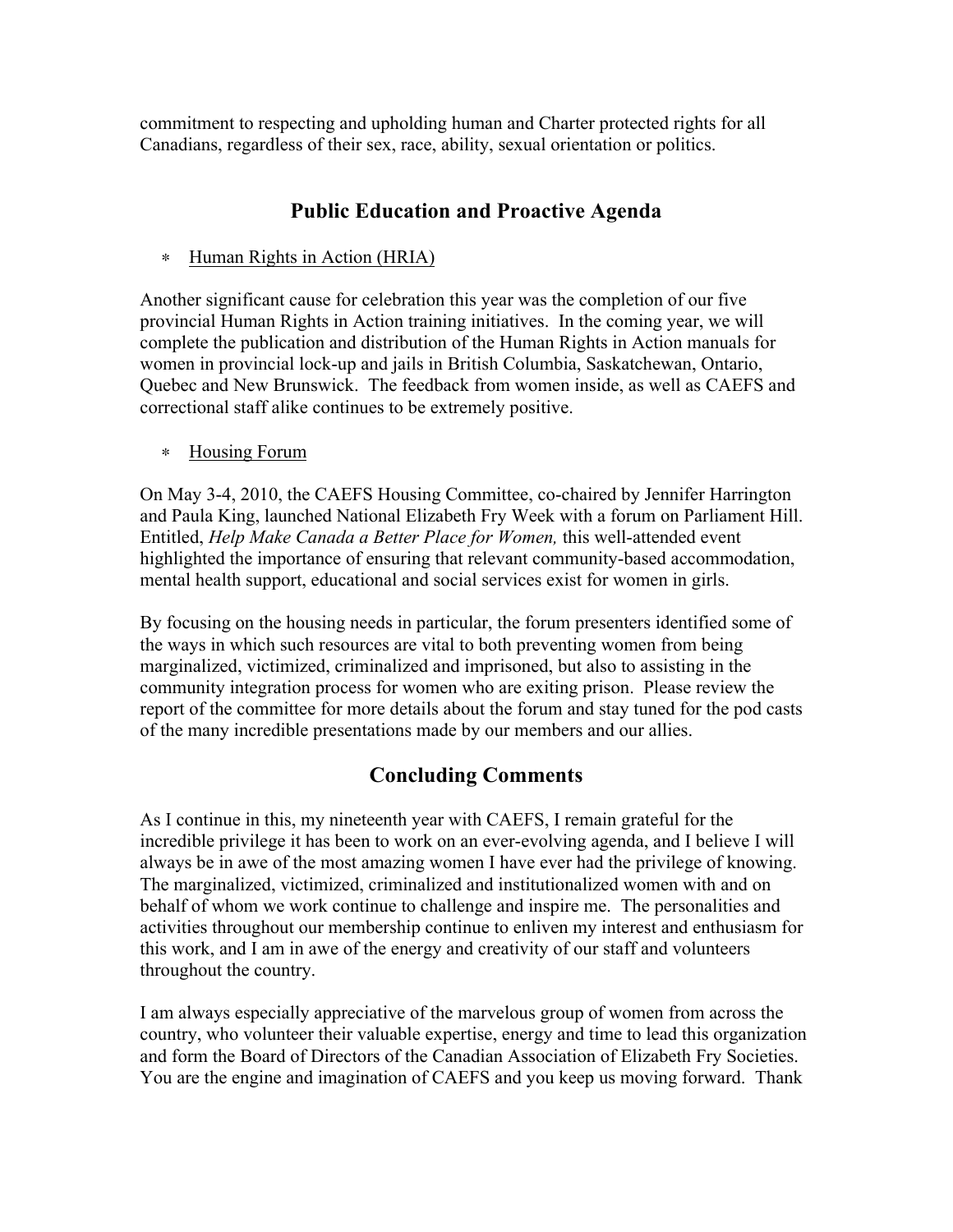commitment to respecting and upholding human and Charter protected rights for all Canadians, regardless of their sex, race, ability, sexual orientation or politics.

## Public Education and Proactive Agenda

* Human Rights in Action (HRIA)

Another significant cause for celebration this year was the completion of our five provincial Human Rights in Action training initiatives. In the coming year, we will complete the publication and distribution of the Human Rights in Action manuals for women in provincial lock-up and jails in British Columbia, Saskatchewan, Ontario, Quebec and New Brunswick. The feedback from women inside, as well as CAEFS and correctional staff alike continues to be extremely positive.

* Housing Forum

On May 3-4, 2010, the CAEFS Housing Committee, co-chaired by Jennifer Harrington and Paula King, launched National Elizabeth Fry Week with a forum on Parliament Hill. Entitled, *Help Make Canada a Better Place for Women,* this well-attended event highlighted the importance of ensuring that relevant community-based accommodation, mental health support, educational and social services exist for women in girls.

By focusing on the housing needs in particular, the forum presenters identified some of the ways in which such resources are vital to both preventing women from being marginalized, victimized, criminalized and imprisoned, but also to assisting in the community integration process for women who are exiting prison. Please review the report of the committee for more details about the forum and stay tuned for the pod casts of the many incredible presentations made by our members and our allies.

## Concluding Comments

As I continue in this, my nineteenth year with CAEFS, I remain grateful for the incredible privilege it has been to work on an ever-evolving agenda, and I believe I will always be in awe of the most amazing women I have ever had the privilege of knowing. The marginalized, victimized, criminalized and institutionalized women with and on behalf of whom we work continue to challenge and inspire me. The personalities and activities throughout our membership continue to enliven my interest and enthusiasm for this work, and I am in awe of the energy and creativity of our staff and volunteers throughout the country.

I am always especially appreciative of the marvelous group of women from across the country, who volunteer their valuable expertise, energy and time to lead this organization and form the Board of Directors of the Canadian Association of Elizabeth Fry Societies. You are the engine and imagination of CAEFS and you keep us moving forward. Thank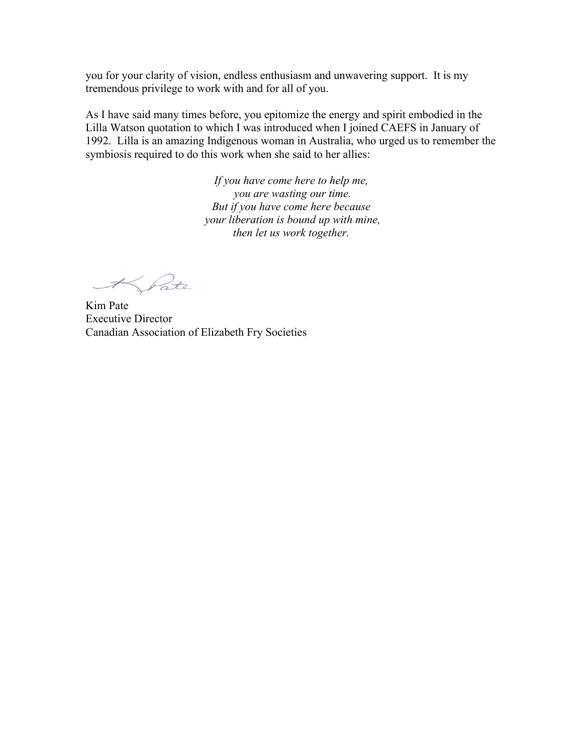you for your clarity of vision, endless enthusiasm and unwavering support. It is my tremendous privilege to work with and for all of you.

As I have said many times before, you epitomize the energy and spirit embodied in the Lilla Watson quotation to which I was introduced when I joined CAEFS in January of 1992. Lilla is an amazing Indigenous woman in Australia, who urged us to remember the symbiosis required to do this work when she said to her allies:

*If you have come here to help me,*  
*you are wasting our time.*  
*But if you have come here because*  
*your liberation is bound up with mine,*  
*then let us work together.*

K Pate

Kim Pate  
Executive Director  
Canadian Association of Elizabeth Fry Societies